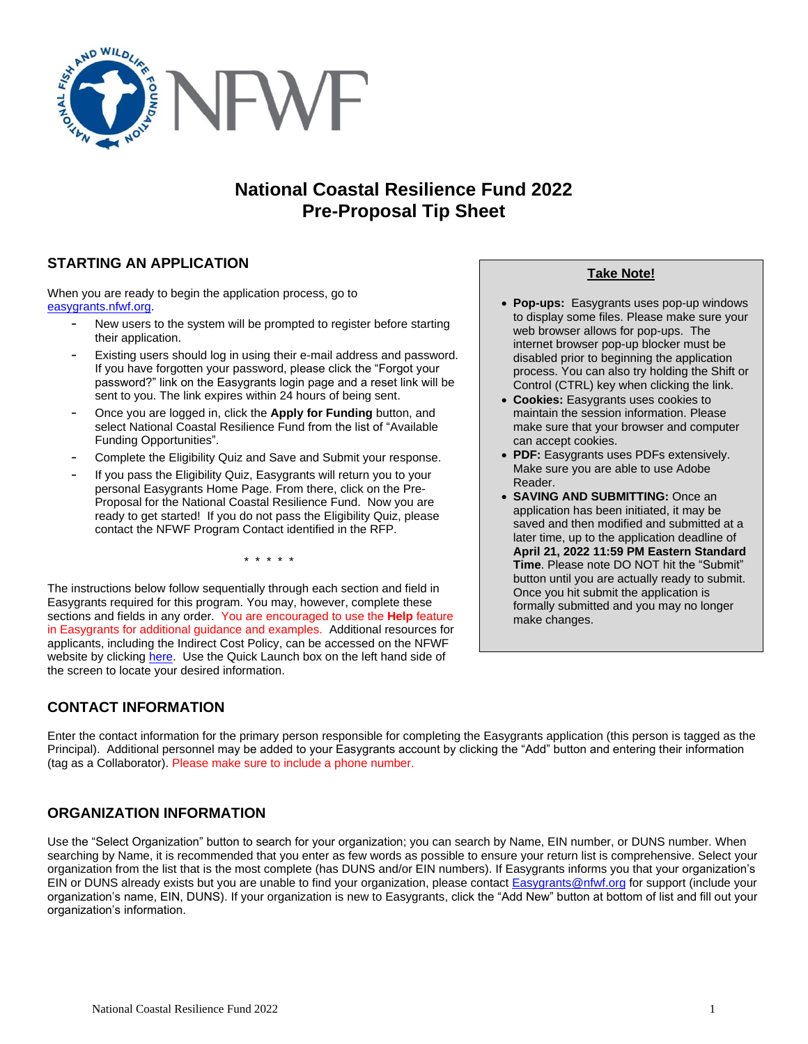# National Coastal Resilience Fund 2022
# Pre-Proposal Tip Sheet

## STARTING AN APPLICATION

When you are ready to begin the application process, go to easygrants.nfwf.org.

- New users to the system will be prompted to register before starting their application.
- Existing users should log in using their e-mail address and password. If you have forgotten your password, please click the "Forgot your password?" link on the Easygrants login page and a reset link will be sent to you. The link expires within 24 hours of being sent.
- Once you are logged in, click the **Apply for Funding** button, and select National Coastal Resilience Fund from the list of "Available Funding Opportunities".
- Complete the Eligibility Quiz and Save and Submit your response.
- If you pass the Eligibility Quiz, Easygrants will return you to your personal Easygrants Home Page. From there, click on the Pre-Proposal for the National Coastal Resilience Fund. Now you are ready to get started! If you do not pass the Eligibility Quiz, please contact the NFWF Program Contact identified in the RFP.

\* \* \* \* \*

The instructions below follow sequentially through each section and field in Easygrants required for this program. You may, however, complete these sections and fields in any order. You are encouraged to use the **Help** feature in Easygrants for additional guidance and examples. Additional resources for applicants, including the Indirect Cost Policy, can be accessed on the NFWF website by clicking here. Use the Quick Launch box on the left hand side of the screen to locate your desired information.

> **Take Note!**
>
> - **Pop-ups:** Easygrants uses pop-up windows to display some files. Please make sure your web browser allows for pop-ups. The internet browser pop-up blocker must be disabled prior to beginning the application process. You can also try holding the Shift or Control (CTRL) key when clicking the link.
> - **Cookies:** Easygrants uses cookies to maintain the session information. Please make sure that your browser and computer can accept cookies.
> - **PDF:** Easygrants uses PDFs extensively. Make sure you are able to use Adobe Reader.
> - **SAVING AND SUBMITTING:** Once an application has been initiated, it may be saved and then modified and submitted at a later time, up to the application deadline of **April 21, 2022 11:59 PM Eastern Standard Time**. Please note DO NOT hit the "Submit" button until you are actually ready to submit. Once you hit submit the application is formally submitted and you may no longer make changes.

## CONTACT INFORMATION

Enter the contact information for the primary person responsible for completing the Easygrants application (this person is tagged as the Principal). Additional personnel may be added to your Easygrants account by clicking the "Add" button and entering their information (tag as a Collaborator). Please make sure to include a phone number.

## ORGANIZATION INFORMATION

Use the "Select Organization" button to search for your organization; you can search by Name, EIN number, or DUNS number. When searching by Name, it is recommended that you enter as few words as possible to ensure your return list is comprehensive. Select your organization from the list that is the most complete (has DUNS and/or EIN numbers). If Easygrants informs you that your organization's EIN or DUNS already exists but you are unable to find your organization, please contact Easygrants@nfwf.org for support (include your organization's name, EIN, DUNS). If your organization is new to Easygrants, click the "Add New" button at bottom of list and fill out your organization's information.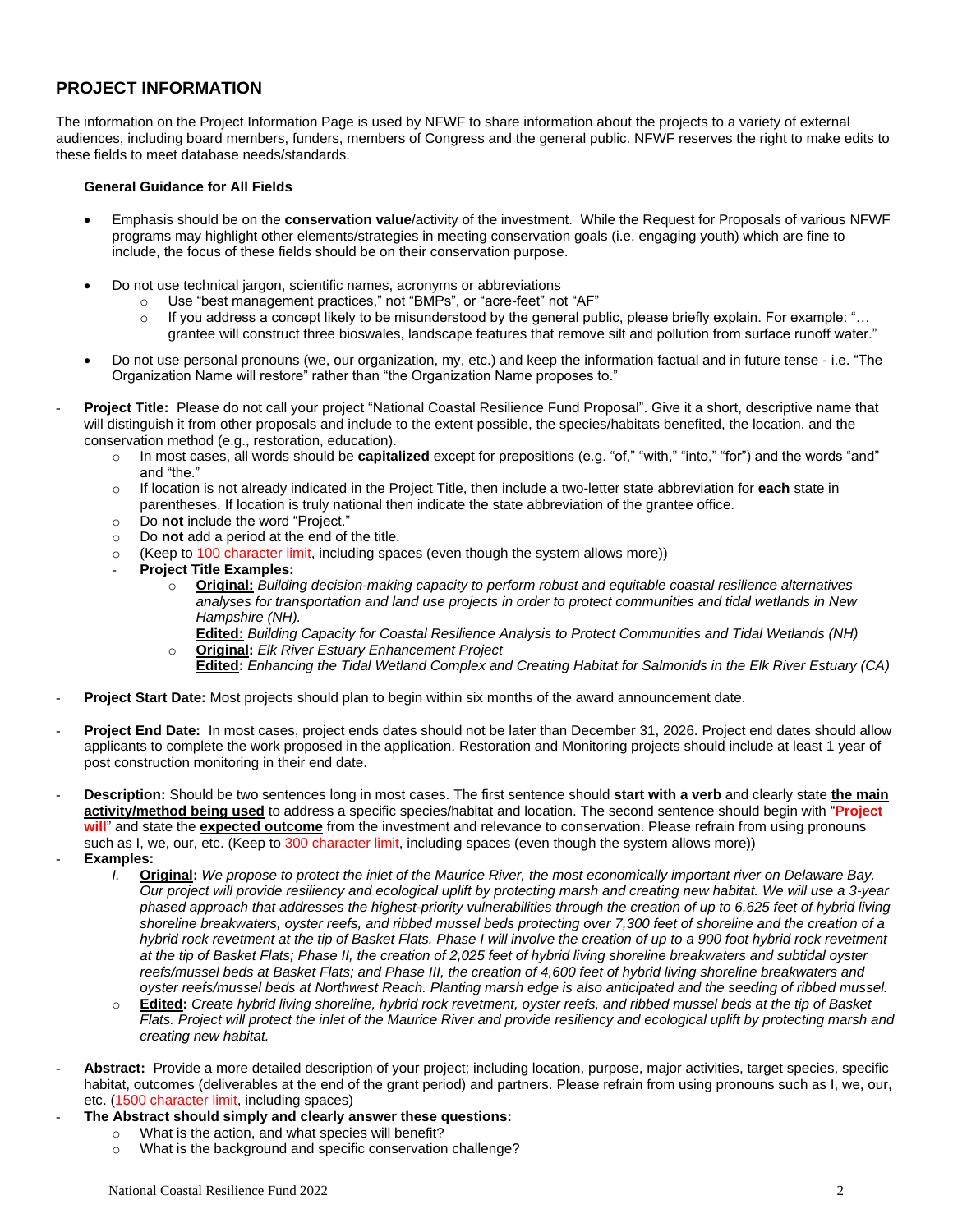## PROJECT INFORMATION

The information on the Project Information Page is used by NFWF to share information about the projects to a variety of external audiences, including board members, funders, members of Congress and the general public. NFWF reserves the right to make edits to these fields to meet database needs/standards.

**General Guidance for All Fields**

- Emphasis should be on the **conservation value**/activity of the investment. While the Request for Proposals of various NFWF programs may highlight other elements/strategies in meeting conservation goals (i.e. engaging youth) which are fine to include, the focus of these fields should be on their conservation purpose.

- Do not use technical jargon, scientific names, acronyms or abbreviations
  - Use "best management practices," not "BMPs", or "acre-feet" not "AF"
  - If you address a concept likely to be misunderstood by the general public, please briefly explain. For example: "… grantee will construct three bioswales, landscape features that remove silt and pollution from surface runoff water."

- Do not use personal pronouns (we, our organization, my, etc.) and keep the information factual and in future tense - i.e. "The Organization Name will restore" rather than "the Organization Name proposes to."

- **Project Title:** Please do not call your project "National Coastal Resilience Fund Proposal". Give it a short, descriptive name that will distinguish it from other proposals and include to the extent possible, the species/habitats benefited, the location, and the conservation method (e.g., restoration, education).
  - In most cases, all words should be **capitalized** except for prepositions (e.g. "of," "with," "into," "for") and the words "and" and "the."
  - If location is not already indicated in the Project Title, then include a two-letter state abbreviation for **each** state in parentheses. If location is truly national then indicate the state abbreviation of the grantee office.
  - Do **not** include the word "Project."
  - Do **not** add a period at the end of the title.
  - (Keep to 100 character limit, including spaces (even though the system allows more))
  - **Project Title Examples:**
    - **Original:** *Building decision-making capacity to perform robust and equitable coastal resilience alternatives analyses for transportation and land use projects in order to protect communities and tidal wetlands in New Hampshire (NH).*
      **Edited:** *Building Capacity for Coastal Resilience Analysis to Protect Communities and Tidal Wetlands (NH)*
    - **Original:** *Elk River Estuary Enhancement Project*
      **Edited:** *Enhancing the Tidal Wetland Complex and Creating Habitat for Salmonids in the Elk River Estuary (CA)*

- **Project Start Date:** Most projects should plan to begin within six months of the award announcement date.

- **Project End Date:** In most cases, project ends dates should not be later than December 31, 2026. Project end dates should allow applicants to complete the work proposed in the application. Restoration and Monitoring projects should include at least 1 year of post construction monitoring in their end date.

- **Description:** Should be two sentences long in most cases. The first sentence should **start with a verb** and clearly state **the main activity/method being used** to address a specific species/habitat and location. The second sentence should begin with "**Project will**" and state the **expected outcome** from the investment and relevance to conservation. Please refrain from using pronouns such as I, we, our, etc. (Keep to 300 character limit, including spaces (even though the system allows more))

- **Examples:**
  - I. **Original:** *We propose to protect the inlet of the Maurice River, the most economically important river on Delaware Bay. Our project will provide resiliency and ecological uplift by protecting marsh and creating new habitat. We will use a 3-year phased approach that addresses the highest-priority vulnerabilities through the creation of up to 6,625 feet of hybrid living shoreline breakwaters, oyster reefs, and ribbed mussel beds protecting over 7,300 feet of shoreline and the creation of a hybrid rock revetment at the tip of Basket Flats. Phase I will involve the creation of up to a 900 foot hybrid rock revetment at the tip of Basket Flats; Phase II, the creation of 2,025 feet of hybrid living shoreline breakwaters and subtidal oyster reefs/mussel beds at Basket Flats; and Phase III, the creation of 4,600 feet of hybrid living shoreline breakwaters and oyster reefs/mussel beds at Northwest Reach. Planting marsh edge is also anticipated and the seeding of ribbed mussel.*
  - **Edited:** *Create hybrid living shoreline, hybrid rock revetment, oyster reefs, and ribbed mussel beds at the tip of Basket Flats. Project will protect the inlet of the Maurice River and provide resiliency and ecological uplift by protecting marsh and creating new habitat.*

- **Abstract:** Provide a more detailed description of your project; including location, purpose, major activities, target species, specific habitat, outcomes (deliverables at the end of the grant period) and partners. Please refrain from using pronouns such as I, we, our, etc. (1500 character limit, including spaces)

- **The Abstract should simply and clearly answer these questions:**
  - What is the action, and what species will benefit?
  - What is the background and specific conservation challenge?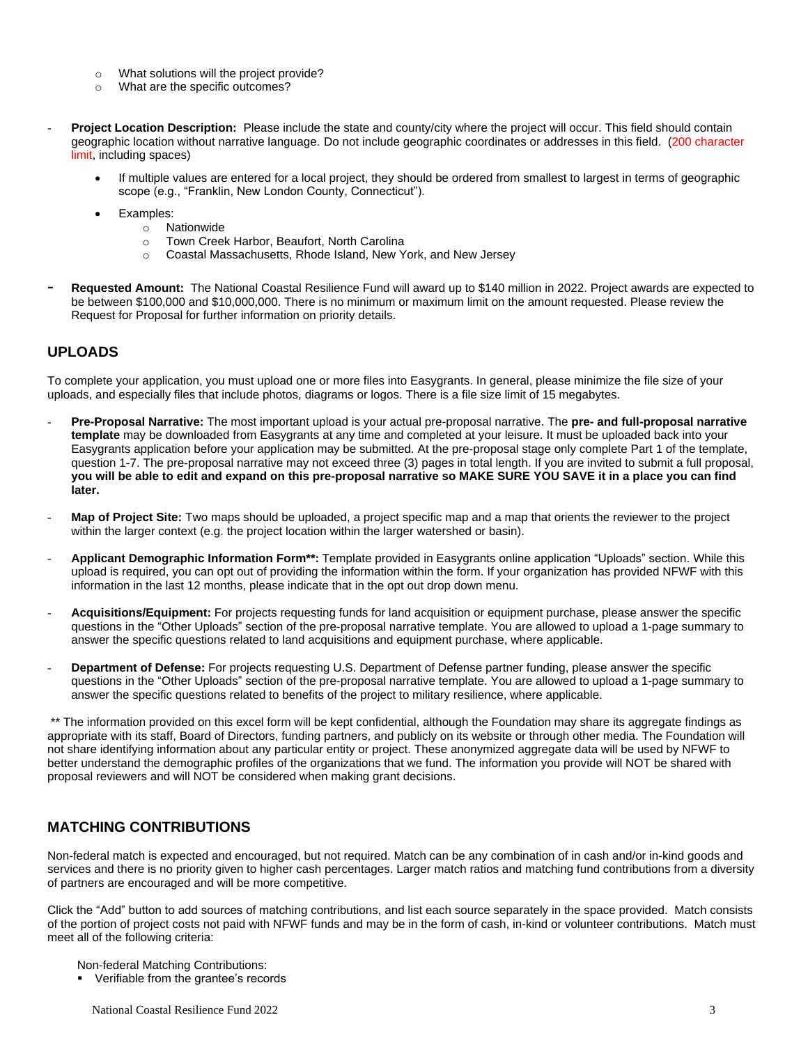- What solutions will the project provide?
  - What are the specific outcomes?

- **Project Location Description:** Please include the state and county/city where the project will occur. This field should contain geographic location without narrative language. Do not include geographic coordinates or addresses in this field. (200 character limit, including spaces)

  - If multiple values are entered for a local project, they should be ordered from smallest to largest in terms of geographic scope (e.g., "Franklin, New London County, Connecticut").

  - Examples:
    - Nationwide
    - Town Creek Harbor, Beaufort, North Carolina
    - Coastal Massachusetts, Rhode Island, New York, and New Jersey

- **Requested Amount:** The National Coastal Resilience Fund will award up to $140 million in 2022. Project awards are expected to be between $100,000 and $10,000,000. There is no minimum or maximum limit on the amount requested. Please review the Request for Proposal for further information on priority details.

## UPLOADS

To complete your application, you must upload one or more files into Easygrants. In general, please minimize the file size of your uploads, and especially files that include photos, diagrams or logos. There is a file size limit of 15 megabytes.

- **Pre-Proposal Narrative:** The most important upload is your actual pre-proposal narrative. The **pre- and full-proposal narrative template** may be downloaded from Easygrants at any time and completed at your leisure. It must be uploaded back into your Easygrants application before your application may be submitted. At the pre-proposal stage only complete Part 1 of the template, question 1-7. The pre-proposal narrative may not exceed three (3) pages in total length. If you are invited to submit a full proposal, **you will be able to edit and expand on this pre-proposal narrative so MAKE SURE YOU SAVE it in a place you can find later.**

- **Map of Project Site:** Two maps should be uploaded, a project specific map and a map that orients the reviewer to the project within the larger context (e.g. the project location within the larger watershed or basin).

- **Applicant Demographic Information Form\*\*:** Template provided in Easygrants online application "Uploads" section. While this upload is required, you can opt out of providing the information within the form. If your organization has provided NFWF with this information in the last 12 months, please indicate that in the opt out drop down menu.

- **Acquisitions/Equipment:** For projects requesting funds for land acquisition or equipment purchase, please answer the specific questions in the "Other Uploads" section of the pre-proposal narrative template. You are allowed to upload a 1-page summary to answer the specific questions related to land acquisitions and equipment purchase, where applicable.

- **Department of Defense:** For projects requesting U.S. Department of Defense partner funding, please answer the specific questions in the "Other Uploads" section of the pre-proposal narrative template. You are allowed to upload a 1-page summary to answer the specific questions related to benefits of the project to military resilience, where applicable.

\*\* The information provided on this excel form will be kept confidential, although the Foundation may share its aggregate findings as appropriate with its staff, Board of Directors, funding partners, and publicly on its website or through other media. The Foundation will not share identifying information about any particular entity or project. These anonymized aggregate data will be used by NFWF to better understand the demographic profiles of the organizations that we fund. The information you provide will NOT be shared with proposal reviewers and will NOT be considered when making grant decisions.

## MATCHING CONTRIBUTIONS

Non-federal match is expected and encouraged, but not required. Match can be any combination of in cash and/or in-kind goods and services and there is no priority given to higher cash percentages. Larger match ratios and matching fund contributions from a diversity of partners are encouraged and will be more competitive.

Click the "Add" button to add sources of matching contributions, and list each source separately in the space provided. Match consists of the portion of project costs not paid with NFWF funds and may be in the form of cash, in-kind or volunteer contributions. Match must meet all of the following criteria:

Non-federal Matching Contributions:

- Verifiable from the grantee's records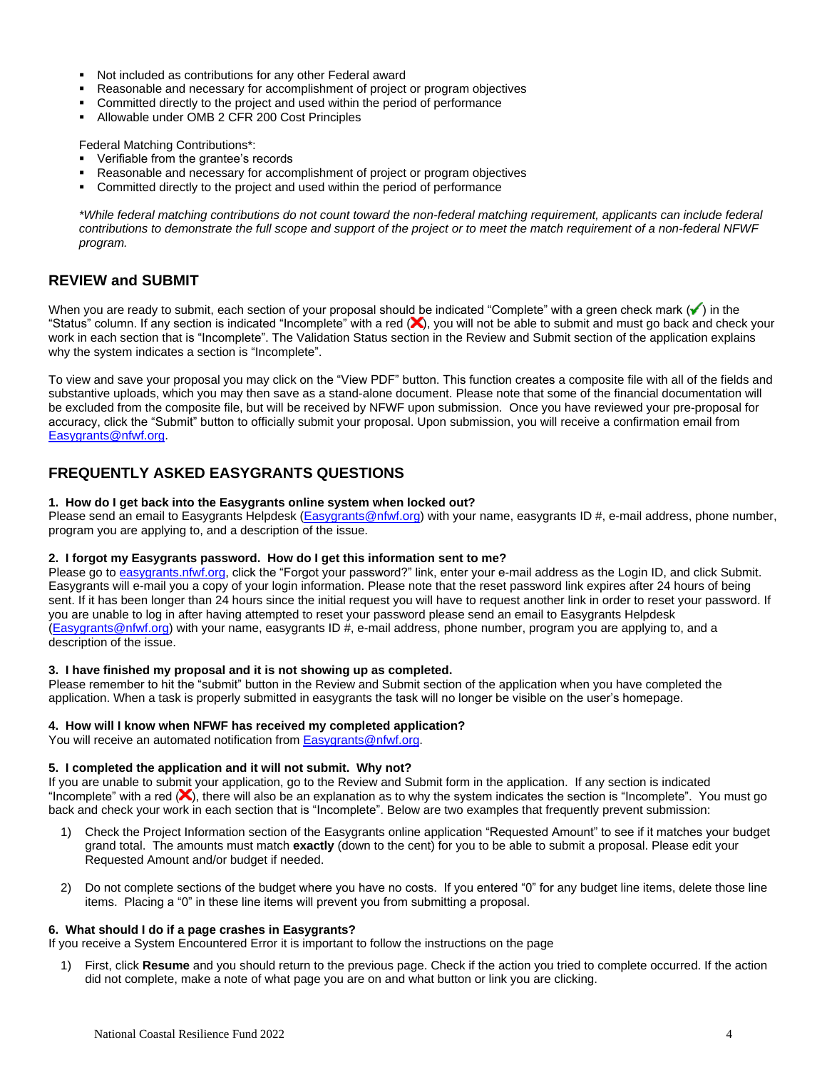- Not included as contributions for any other Federal award
- Reasonable and necessary for accomplishment of project or program objectives
- Committed directly to the project and used within the period of performance
- Allowable under OMB 2 CFR 200 Cost Principles

Federal Matching Contributions*:

- Verifiable from the grantee's records
- Reasonable and necessary for accomplishment of project or program objectives
- Committed directly to the project and used within the period of performance

*\*While federal matching contributions do not count toward the non-federal matching requirement, applicants can include federal contributions to demonstrate the full scope and support of the project or to meet the match requirement of a non-federal NFWF program.*

## REVIEW and SUBMIT

When you are ready to submit, each section of your proposal should be indicated "Complete" with a green check mark (✔) in the "Status" column. If any section is indicated "Incomplete" with a red (❌), you will not be able to submit and must go back and check your work in each section that is "Incomplete". The Validation Status section in the Review and Submit section of the application explains why the system indicates a section is "Incomplete".

To view and save your proposal you may click on the "View PDF" button. This function creates a composite file with all of the fields and substantive uploads, which you may then save as a stand-alone document. Please note that some of the financial documentation will be excluded from the composite file, but will be received by NFWF upon submission. Once you have reviewed your pre-proposal for accuracy, click the "Submit" button to officially submit your proposal. Upon submission, you will receive a confirmation email from Easygrants@nfwf.org.

## FREQUENTLY ASKED EASYGRANTS QUESTIONS

**1. How do I get back into the Easygrants online system when locked out?**
Please send an email to Easygrants Helpdesk (Easygrants@nfwf.org) with your name, easygrants ID #, e-mail address, phone number, program you are applying to, and a description of the issue.

**2. I forgot my Easygrants password. How do I get this information sent to me?**
Please go to easygrants.nfwf.org, click the "Forgot your password?" link, enter your e-mail address as the Login ID, and click Submit. Easygrants will e-mail you a copy of your login information. Please note that the reset password link expires after 24 hours of being sent. If it has been longer than 24 hours since the initial request you will have to request another link in order to reset your password. If you are unable to log in after having attempted to reset your password please send an email to Easygrants Helpdesk (Easygrants@nfwf.org) with your name, easygrants ID #, e-mail address, phone number, program you are applying to, and a description of the issue.

**3. I have finished my proposal and it is not showing up as completed.**
Please remember to hit the "submit" button in the Review and Submit section of the application when you have completed the application. When a task is properly submitted in easygrants the task will no longer be visible on the user's homepage.

**4. How will I know when NFWF has received my completed application?**
You will receive an automated notification from Easygrants@nfwf.org.

**5. I completed the application and it will not submit. Why not?**
If you are unable to submit your application, go to the Review and Submit form in the application. If any section is indicated "Incomplete" with a red (❌), there will also be an explanation as to why the system indicates the section is "Incomplete". You must go back and check your work in each section that is "Incomplete". Below are two examples that frequently prevent submission:

1) Check the Project Information section of the Easygrants online application "Requested Amount" to see if it matches your budget grand total. The amounts must match **exactly** (down to the cent) for you to be able to submit a proposal. Please edit your Requested Amount and/or budget if needed.

2) Do not complete sections of the budget where you have no costs. If you entered "0" for any budget line items, delete those line items. Placing a "0" in these line items will prevent you from submitting a proposal.

**6. What should I do if a page crashes in Easygrants?**
If you receive a System Encountered Error it is important to follow the instructions on the page

1) First, click **Resume** and you should return to the previous page. Check if the action you tried to complete occurred. If the action did not complete, make a note of what page you are on and what button or link you are clicking.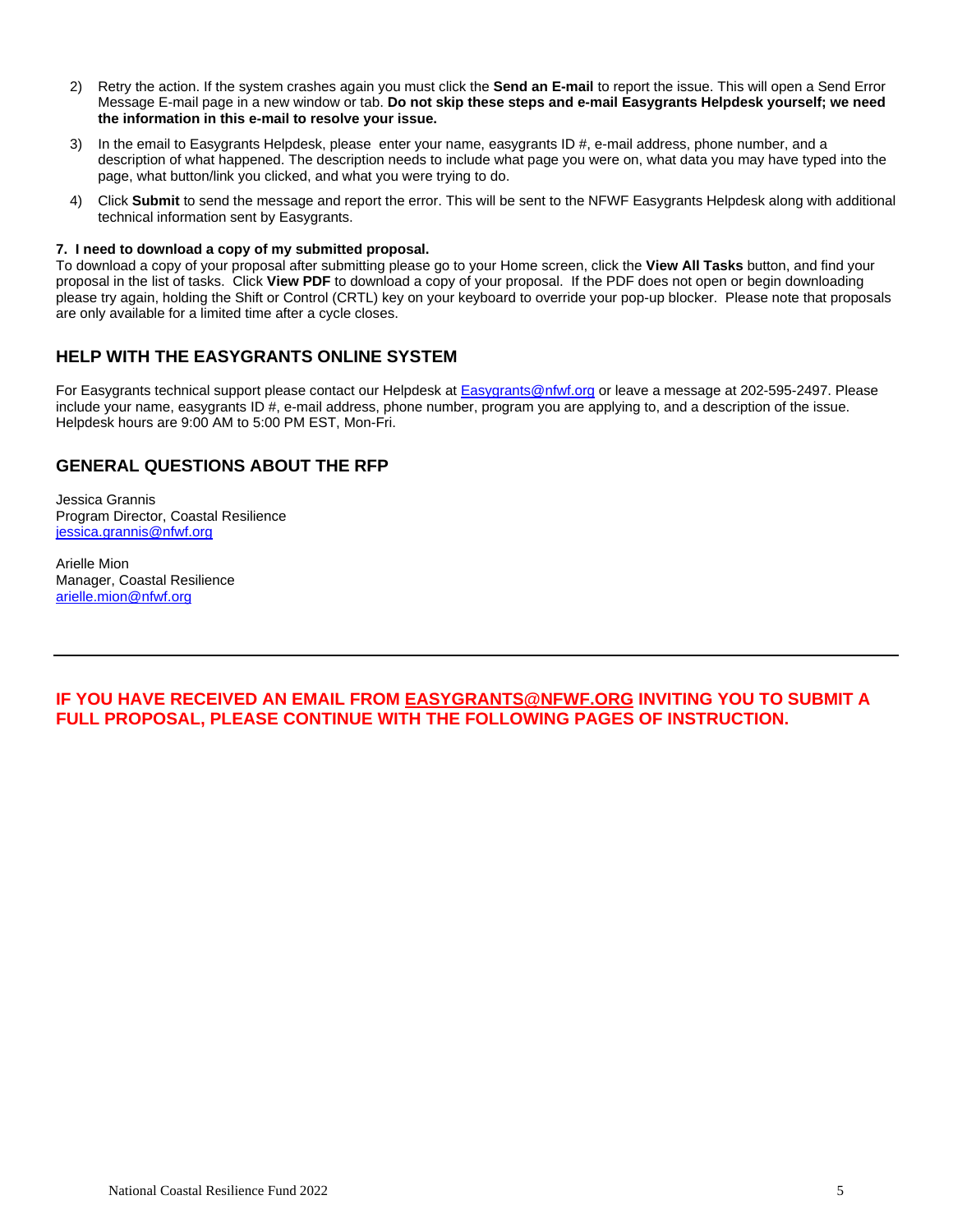2) Retry the action. If the system crashes again you must click the **Send an E-mail** to report the issue. This will open a Send Error Message E-mail page in a new window or tab. **Do not skip these steps and e-mail Easygrants Helpdesk yourself; we need the information in this e-mail to resolve your issue.**

3) In the email to Easygrants Helpdesk, please enter your name, easygrants ID #, e-mail address, phone number, and a description of what happened. The description needs to include what page you were on, what data you may have typed into the page, what button/link you clicked, and what you were trying to do.

4) Click **Submit** to send the message and report the error. This will be sent to the NFWF Easygrants Helpdesk along with additional technical information sent by Easygrants.

**7. I need to download a copy of my submitted proposal.**

To download a copy of your proposal after submitting please go to your Home screen, click the **View All Tasks** button, and find your proposal in the list of tasks. Click **View PDF** to download a copy of your proposal. If the PDF does not open or begin downloading please try again, holding the Shift or Control (CRTL) key on your keyboard to override your pop-up blocker. Please note that proposals are only available for a limited time after a cycle closes.

## HELP WITH THE EASYGRANTS ONLINE SYSTEM

For Easygrants technical support please contact our Helpdesk at Easygrants@nfwf.org or leave a message at 202-595-2497. Please include your name, easygrants ID #, e-mail address, phone number, program you are applying to, and a description of the issue. Helpdesk hours are 9:00 AM to 5:00 PM EST, Mon-Fri.

## GENERAL QUESTIONS ABOUT THE RFP

Jessica Grannis
Program Director, Coastal Resilience
jessica.grannis@nfwf.org

Arielle Mion
Manager, Coastal Resilience
arielle.mion@nfwf.org

---

**IF YOU HAVE RECEIVED AN EMAIL FROM EASYGRANTS@NFWF.ORG INVITING YOU TO SUBMIT A FULL PROPOSAL, PLEASE CONTINUE WITH THE FOLLOWING PAGES OF INSTRUCTION.**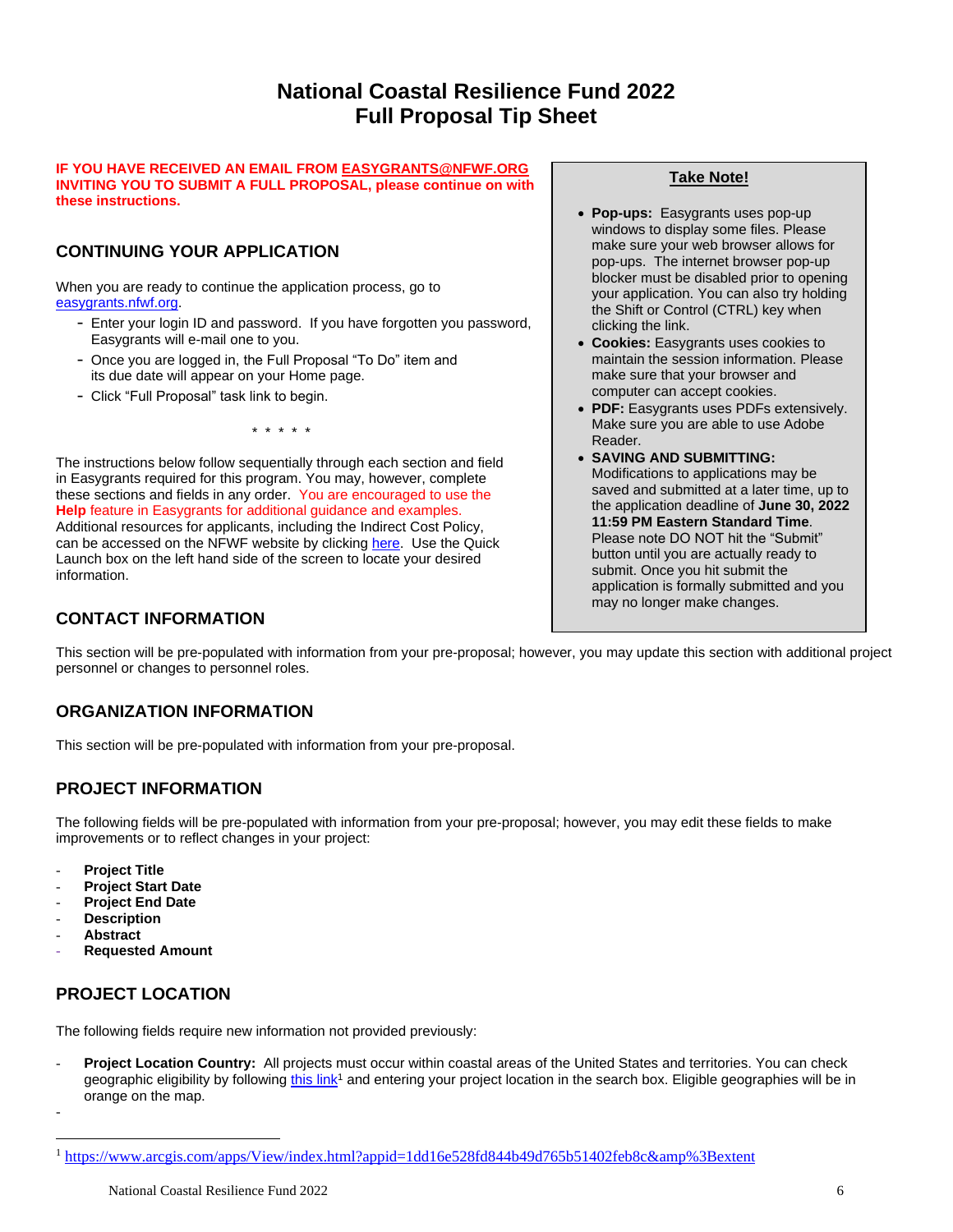# National Coastal Resilience Fund 2022
# Full Proposal Tip Sheet

**IF YOU HAVE RECEIVED AN EMAIL FROM EASYGRANTS@NFWF.ORG INVITING YOU TO SUBMIT A FULL PROPOSAL, please continue on with these instructions.**

## CONTINUING YOUR APPLICATION

When you are ready to continue the application process, go to easygrants.nfwf.org.

- Enter your login ID and password. If you have forgotten you password, Easygrants will e-mail one to you.
- Once you are logged in, the Full Proposal "To Do" item and its due date will appear on your Home page.
- Click "Full Proposal" task link to begin.

\* \* \* \* \*

The instructions below follow sequentially through each section and field in Easygrants required for this program. You may, however, complete these sections and fields in any order. You are encouraged to use the **Help** feature in Easygrants for additional guidance and examples. Additional resources for applicants, including the Indirect Cost Policy, can be accessed on the NFWF website by clicking here. Use the Quick Launch box on the left hand side of the screen to locate your desired information.

> **Take Note!**
>
> - **Pop-ups:** Easygrants uses pop-up windows to display some files. Please make sure your web browser allows for pop-ups. The internet browser pop-up blocker must be disabled prior to opening your application. You can also try holding the Shift or Control (CTRL) key when clicking the link.
> - **Cookies:** Easygrants uses cookies to maintain the session information. Please make sure that your browser and computer can accept cookies.
> - **PDF:** Easygrants uses PDFs extensively. Make sure you are able to use Adobe Reader.
> - **SAVING AND SUBMITTING:** Modifications to applications may be saved and submitted at a later time, up to the application deadline of **June 30, 2022 11:59 PM Eastern Standard Time**. Please note DO NOT hit the "Submit" button until you are actually ready to submit. Once you hit submit the application is formally submitted and you may no longer make changes.

## CONTACT INFORMATION

This section will be pre-populated with information from your pre-proposal; however, you may update this section with additional project personnel or changes to personnel roles.

## ORGANIZATION INFORMATION

This section will be pre-populated with information from your pre-proposal.

## PROJECT INFORMATION

The following fields will be pre-populated with information from your pre-proposal; however, you may edit these fields to make improvements or to reflect changes in your project:

- **Project Title**
- **Project Start Date**
- **Project End Date**
- **Description**
- **Abstract**
- **Requested Amount**

## PROJECT LOCATION

The following fields require new information not provided previously:

- **Project Location Country:** All projects must occur within coastal areas of the United States and territories. You can check geographic eligibility by following this link[1] and entering your project location in the search box. Eligible geographies will be in orange on the map.
-

[1] https://www.arcgis.com/apps/View/index.html?appid=1dd16e528fd844b49d765b51402feb8c&amp%3Bextent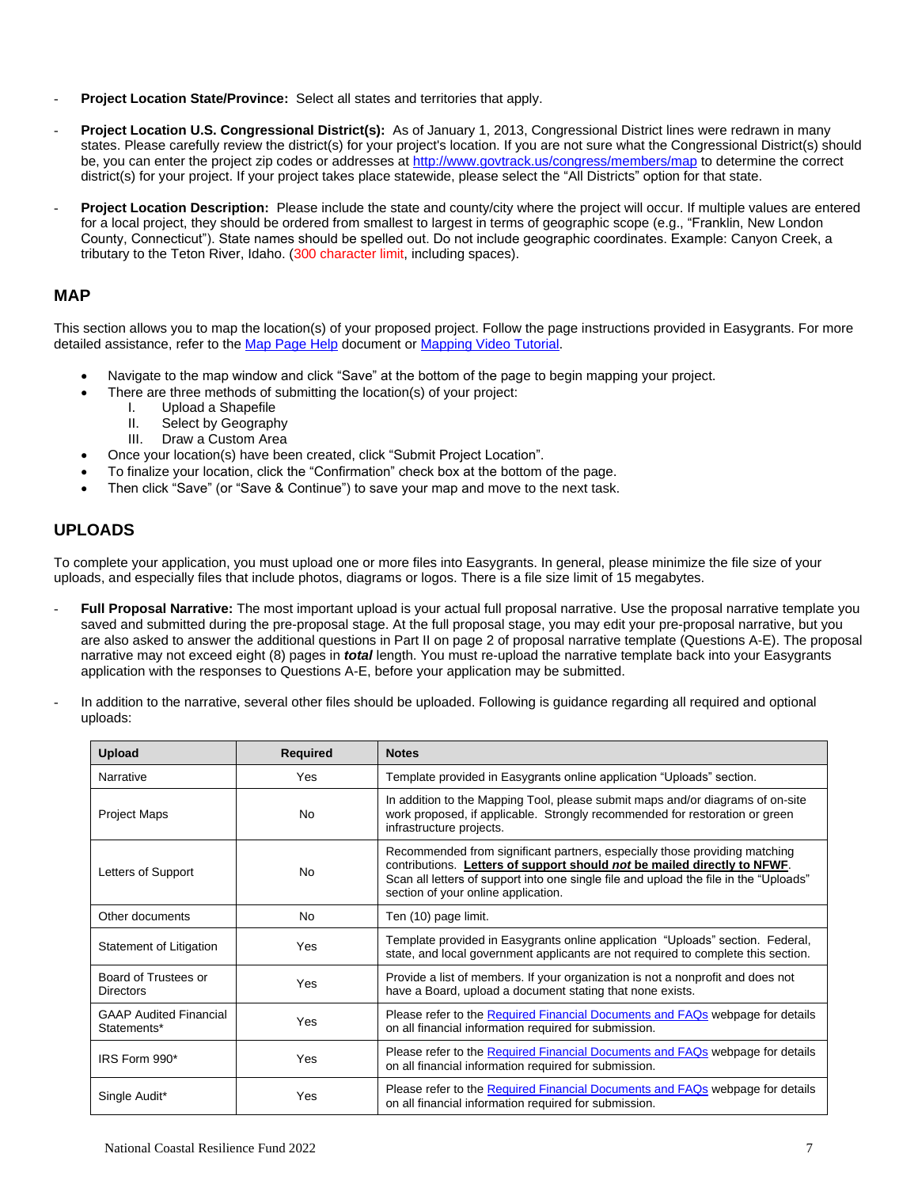- **Project Location State/Province:** Select all states and territories that apply.

- **Project Location U.S. Congressional District(s):** As of January 1, 2013, Congressional District lines were redrawn in many states. Please carefully review the district(s) for your project's location. If you are not sure what the Congressional District(s) should be, you can enter the project zip codes or addresses at http://www.govtrack.us/congress/members/map to determine the correct district(s) for your project. If your project takes place statewide, please select the "All Districts" option for that state.

- **Project Location Description:** Please include the state and county/city where the project will occur. If multiple values are entered for a local project, they should be ordered from smallest to largest in terms of geographic scope (e.g., "Franklin, New London County, Connecticut"). State names should be spelled out. Do not include geographic coordinates. Example: Canyon Creek, a tributary to the Teton River, Idaho. (300 character limit, including spaces).

## MAP

This section allows you to map the location(s) of your proposed project. Follow the page instructions provided in Easygrants. For more detailed assistance, refer to the Map Page Help document or Mapping Video Tutorial.

- Navigate to the map window and click "Save" at the bottom of the page to begin mapping your project.
- There are three methods of submitting the location(s) of your project:
  I. Upload a Shapefile
  II. Select by Geography
  III. Draw a Custom Area
- Once your location(s) have been created, click "Submit Project Location".
- To finalize your location, click the "Confirmation" check box at the bottom of the page.
- Then click "Save" (or "Save & Continue") to save your map and move to the next task.

## UPLOADS

To complete your application, you must upload one or more files into Easygrants. In general, please minimize the file size of your uploads, and especially files that include photos, diagrams or logos. There is a file size limit of 15 megabytes.

- **Full Proposal Narrative:** The most important upload is your actual full proposal narrative. Use the proposal narrative template you saved and submitted during the pre-proposal stage. At the full proposal stage, you may edit your pre-proposal narrative, but you are also asked to answer the additional questions in Part II on page 2 of proposal narrative template (Questions A-E). The proposal narrative may not exceed eight (8) pages in ***total*** length. You must re-upload the narrative template back into your Easygrants application with the responses to Questions A-E, before your application may be submitted.

- In addition to the narrative, several other files should be uploaded. Following is guidance regarding all required and optional uploads:

| Upload | Required | Notes |
|---|---|---|
| Narrative | Yes | Template provided in Easygrants online application "Uploads" section. |
| Project Maps | No | In addition to the Mapping Tool, please submit maps and/or diagrams of on-site work proposed, if applicable. Strongly recommended for restoration or green infrastructure projects. |
| Letters of Support | No | Recommended from significant partners, especially those providing matching contributions. **Letters of support should *not* be mailed directly to NFWF**. Scan all letters of support into one single file and upload the file in the "Uploads" section of your online application. |
| Other documents | No | Ten (10) page limit. |
| Statement of Litigation | Yes | Template provided in Easygrants online application "Uploads" section. Federal, state, and local government applicants are not required to complete this section. |
| Board of Trustees or Directors | Yes | Provide a list of members. If your organization is not a nonprofit and does not have a Board, upload a document stating that none exists. |
| GAAP Audited Financial Statements* | Yes | Please refer to the Required Financial Documents and FAQs webpage for details on all financial information required for submission. |
| IRS Form 990* | Yes | Please refer to the Required Financial Documents and FAQs webpage for details on all financial information required for submission. |
| Single Audit* | Yes | Please refer to the Required Financial Documents and FAQs webpage for details on all financial information required for submission. |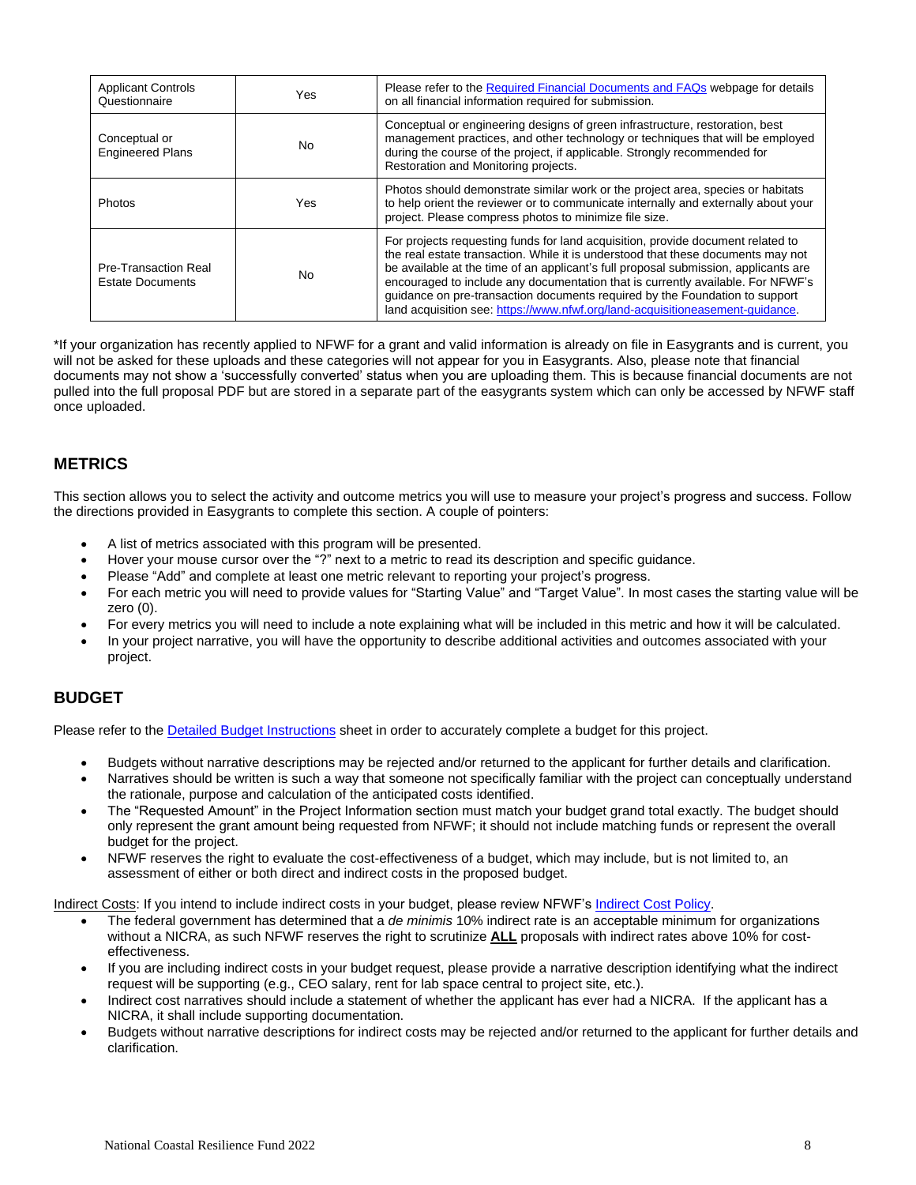| Applicant Controls Questionnaire | Yes | Please refer to the Required Financial Documents and FAQs webpage for details on all financial information required for submission. |
|---|---|---|
| Conceptual or Engineered Plans | No | Conceptual or engineering designs of green infrastructure, restoration, best management practices, and other technology or techniques that will be employed during the course of the project, if applicable. Strongly recommended for Restoration and Monitoring projects. |
| Photos | Yes | Photos should demonstrate similar work or the project area, species or habitats to help orient the reviewer or to communicate internally and externally about your project. Please compress photos to minimize file size. |
| Pre-Transaction Real Estate Documents | No | For projects requesting funds for land acquisition, provide document related to the real estate transaction. While it is understood that these documents may not be available at the time of an applicant's full proposal submission, applicants are encouraged to include any documentation that is currently available. For NFWF's guidance on pre-transaction documents required by the Foundation to support land acquisition see: https://www.nfwf.org/land-acquisitioneasement-guidance. |

*If your organization has recently applied to NFWF for a grant and valid information is already on file in Easygrants and is current, you will not be asked for these uploads and these categories will not appear for you in Easygrants. Also, please note that financial documents may not show a 'successfully converted' status when you are uploading them. This is because financial documents are not pulled into the full proposal PDF but are stored in a separate part of the easygrants system which can only be accessed by NFWF staff once uploaded.

## METRICS

This section allows you to select the activity and outcome metrics you will use to measure your project's progress and success. Follow the directions provided in Easygrants to complete this section. A couple of pointers:

- A list of metrics associated with this program will be presented.
- Hover your mouse cursor over the "?" next to a metric to read its description and specific guidance.
- Please "Add" and complete at least one metric relevant to reporting your project's progress.
- For each metric you will need to provide values for "Starting Value" and "Target Value". In most cases the starting value will be zero (0).
- For every metrics you will need to include a note explaining what will be included in this metric and how it will be calculated.
- In your project narrative, you will have the opportunity to describe additional activities and outcomes associated with your project.

## BUDGET

Please refer to the Detailed Budget Instructions sheet in order to accurately complete a budget for this project.

- Budgets without narrative descriptions may be rejected and/or returned to the applicant for further details and clarification.
- Narratives should be written is such a way that someone not specifically familiar with the project can conceptually understand the rationale, purpose and calculation of the anticipated costs identified.
- The "Requested Amount" in the Project Information section must match your budget grand total exactly. The budget should only represent the grant amount being requested from NFWF; it should not include matching funds or represent the overall budget for the project.
- NFWF reserves the right to evaluate the cost-effectiveness of a budget, which may include, but is not limited to, an assessment of either or both direct and indirect costs in the proposed budget.

Indirect Costs: If you intend to include indirect costs in your budget, please review NFWF's Indirect Cost Policy.

- The federal government has determined that a *de minimis* 10% indirect rate is an acceptable minimum for organizations without a NICRA, as such NFWF reserves the right to scrutinize **ALL** proposals with indirect rates above 10% for cost-effectiveness.
- If you are including indirect costs in your budget request, please provide a narrative description identifying what the indirect request will be supporting (e.g., CEO salary, rent for lab space central to project site, etc.).
- Indirect cost narratives should include a statement of whether the applicant has ever had a NICRA. If the applicant has a NICRA, it shall include supporting documentation.
- Budgets without narrative descriptions for indirect costs may be rejected and/or returned to the applicant for further details and clarification.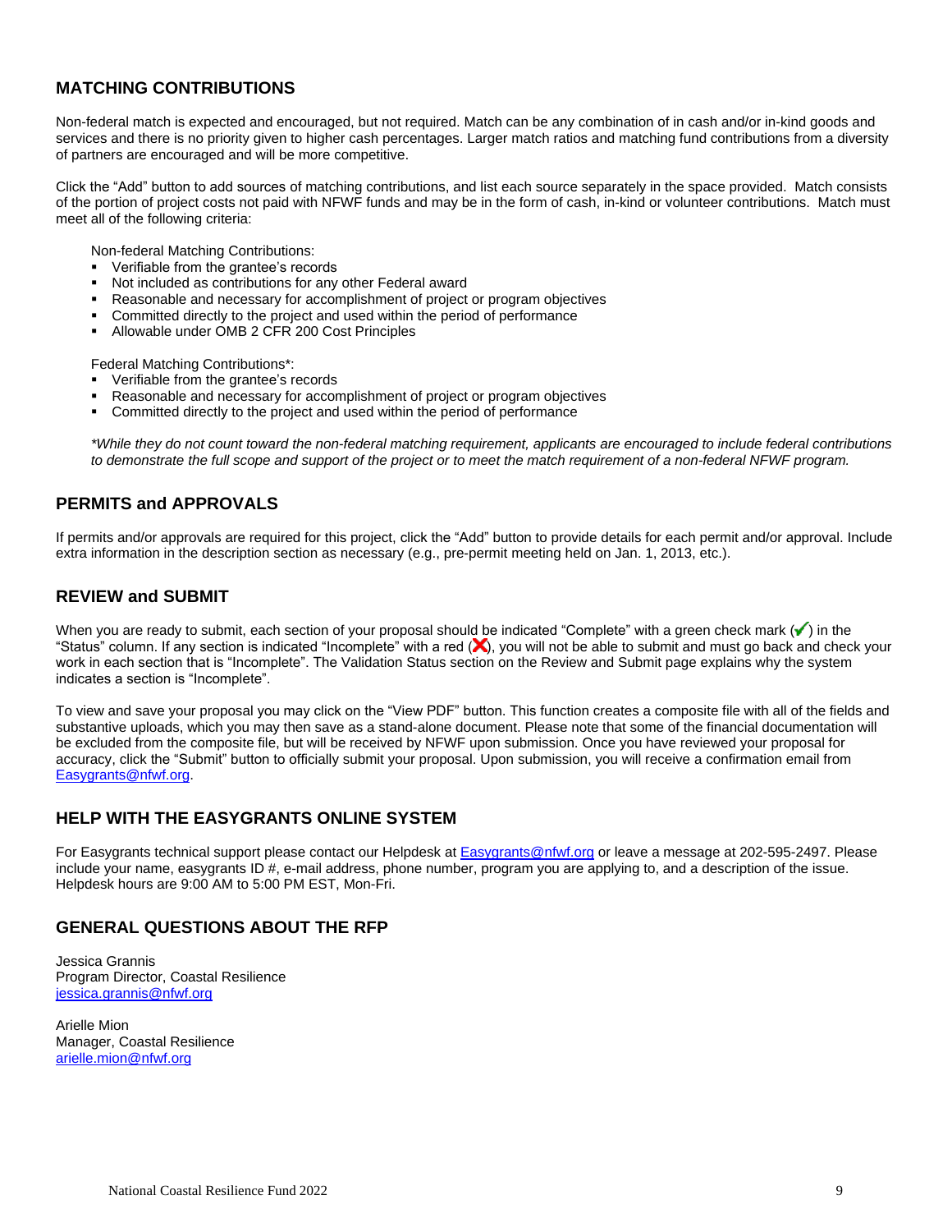## MATCHING CONTRIBUTIONS

Non-federal match is expected and encouraged, but not required. Match can be any combination of in cash and/or in-kind goods and services and there is no priority given to higher cash percentages. Larger match ratios and matching fund contributions from a diversity of partners are encouraged and will be more competitive.

Click the "Add" button to add sources of matching contributions, and list each source separately in the space provided. Match consists of the portion of project costs not paid with NFWF funds and may be in the form of cash, in-kind or volunteer contributions. Match must meet all of the following criteria:

Non-federal Matching Contributions:

- Verifiable from the grantee's records
- Not included as contributions for any other Federal award
- Reasonable and necessary for accomplishment of project or program objectives
- Committed directly to the project and used within the period of performance
- Allowable under OMB 2 CFR 200 Cost Principles

Federal Matching Contributions*:

- Verifiable from the grantee's records
- Reasonable and necessary for accomplishment of project or program objectives
- Committed directly to the project and used within the period of performance

*\*While they do not count toward the non-federal matching requirement, applicants are encouraged to include federal contributions to demonstrate the full scope and support of the project or to meet the match requirement of a non-federal NFWF program.*

## PERMITS and APPROVALS

If permits and/or approvals are required for this project, click the "Add" button to provide details for each permit and/or approval. Include extra information in the description section as necessary (e.g., pre-permit meeting held on Jan. 1, 2013, etc.).

## REVIEW and SUBMIT

When you are ready to submit, each section of your proposal should be indicated "Complete" with a green check mark (✔) in the "Status" column. If any section is indicated "Incomplete" with a red (✖), you will not be able to submit and must go back and check your work in each section that is "Incomplete". The Validation Status section on the Review and Submit page explains why the system indicates a section is "Incomplete".

To view and save your proposal you may click on the "View PDF" button. This function creates a composite file with all of the fields and substantive uploads, which you may then save as a stand-alone document. Please note that some of the financial documentation will be excluded from the composite file, but will be received by NFWF upon submission. Once you have reviewed your proposal for accuracy, click the "Submit" button to officially submit your proposal. Upon submission, you will receive a confirmation email from Easygrants@nfwf.org.

## HELP WITH THE EASYGRANTS ONLINE SYSTEM

For Easygrants technical support please contact our Helpdesk at Easygrants@nfwf.org or leave a message at 202-595-2497. Please include your name, easygrants ID #, e-mail address, phone number, program you are applying to, and a description of the issue. Helpdesk hours are 9:00 AM to 5:00 PM EST, Mon-Fri.

## GENERAL QUESTIONS ABOUT THE RFP

Jessica Grannis
Program Director, Coastal Resilience
jessica.grannis@nfwf.org

Arielle Mion
Manager, Coastal Resilience
arielle.mion@nfwf.org